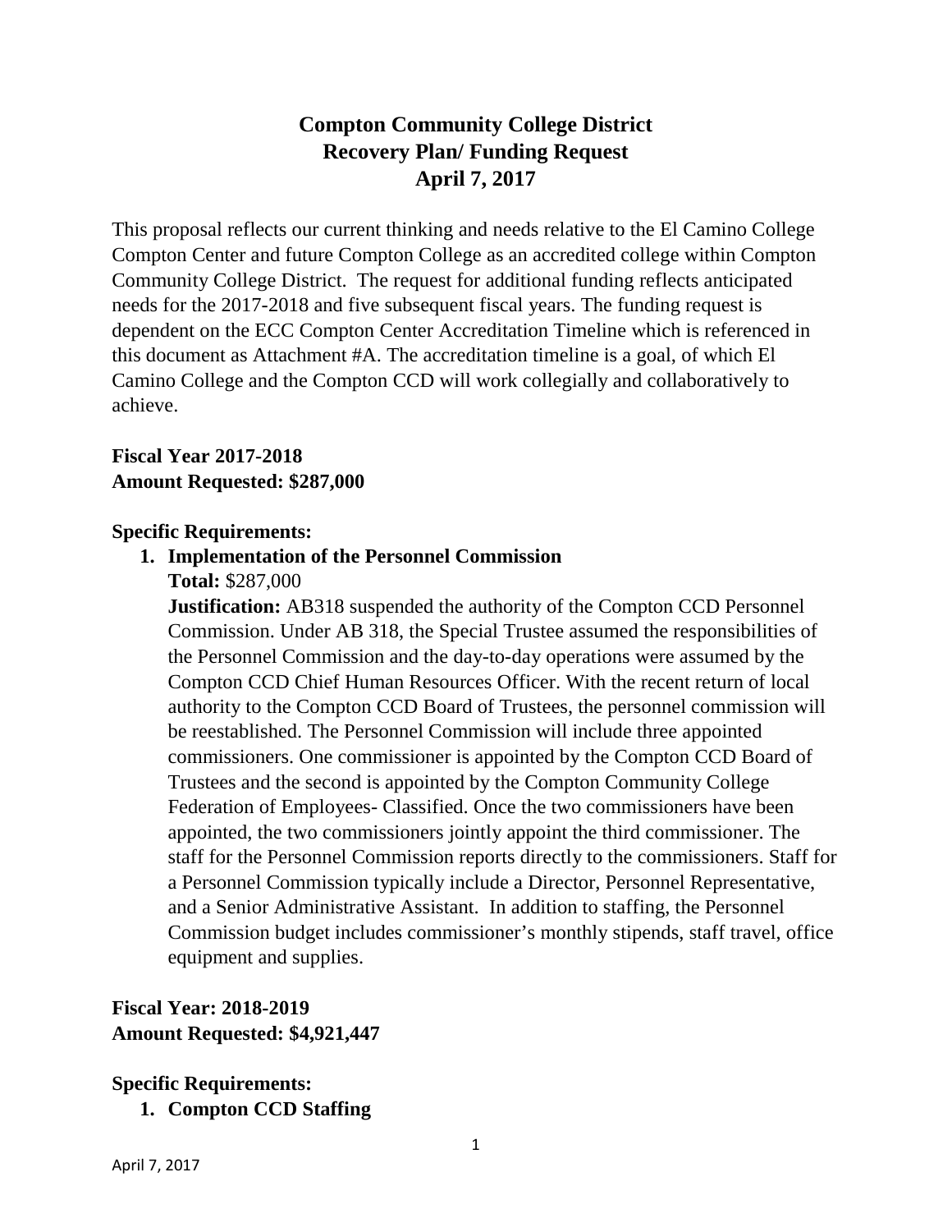# Compton Community College District
## Recovery Plan/ Funding Request
## April 7, 2017

This proposal reflects our current thinking and needs relative to the El Camino College Compton Center and future Compton College as an accredited college within Compton Community College District. The request for additional funding reflects anticipated needs for the 2017-2018 and five subsequent fiscal years. The funding request is dependent on the ECC Compton Center Accreditation Timeline which is referenced in this document as Attachment #A. The accreditation timeline is a goal, of which El Camino College and the Compton CCD will work collegially and collaboratively to achieve.

**Fiscal Year 2017-2018**
**Amount Requested: $287,000**

**Specific Requirements:**

1. **Implementation of the Personnel Commission**
   **Total:** $287,000
   **Justification:** AB318 suspended the authority of the Compton CCD Personnel Commission. Under AB 318, the Special Trustee assumed the responsibilities of the Personnel Commission and the day-to-day operations were assumed by the Compton CCD Chief Human Resources Officer. With the recent return of local authority to the Compton CCD Board of Trustees, the personnel commission will be reestablished. The Personnel Commission will include three appointed commissioners. One commissioner is appointed by the Compton CCD Board of Trustees and the second is appointed by the Compton Community College Federation of Employees- Classified. Once the two commissioners have been appointed, the two commissioners jointly appoint the third commissioner. The staff for the Personnel Commission reports directly to the commissioners. Staff for a Personnel Commission typically include a Director, Personnel Representative, and a Senior Administrative Assistant. In addition to staffing, the Personnel Commission budget includes commissioner's monthly stipends, staff travel, office equipment and supplies.

**Fiscal Year: 2018-2019**
**Amount Requested: $4,921,447**

**Specific Requirements:**

1. **Compton CCD Staffing**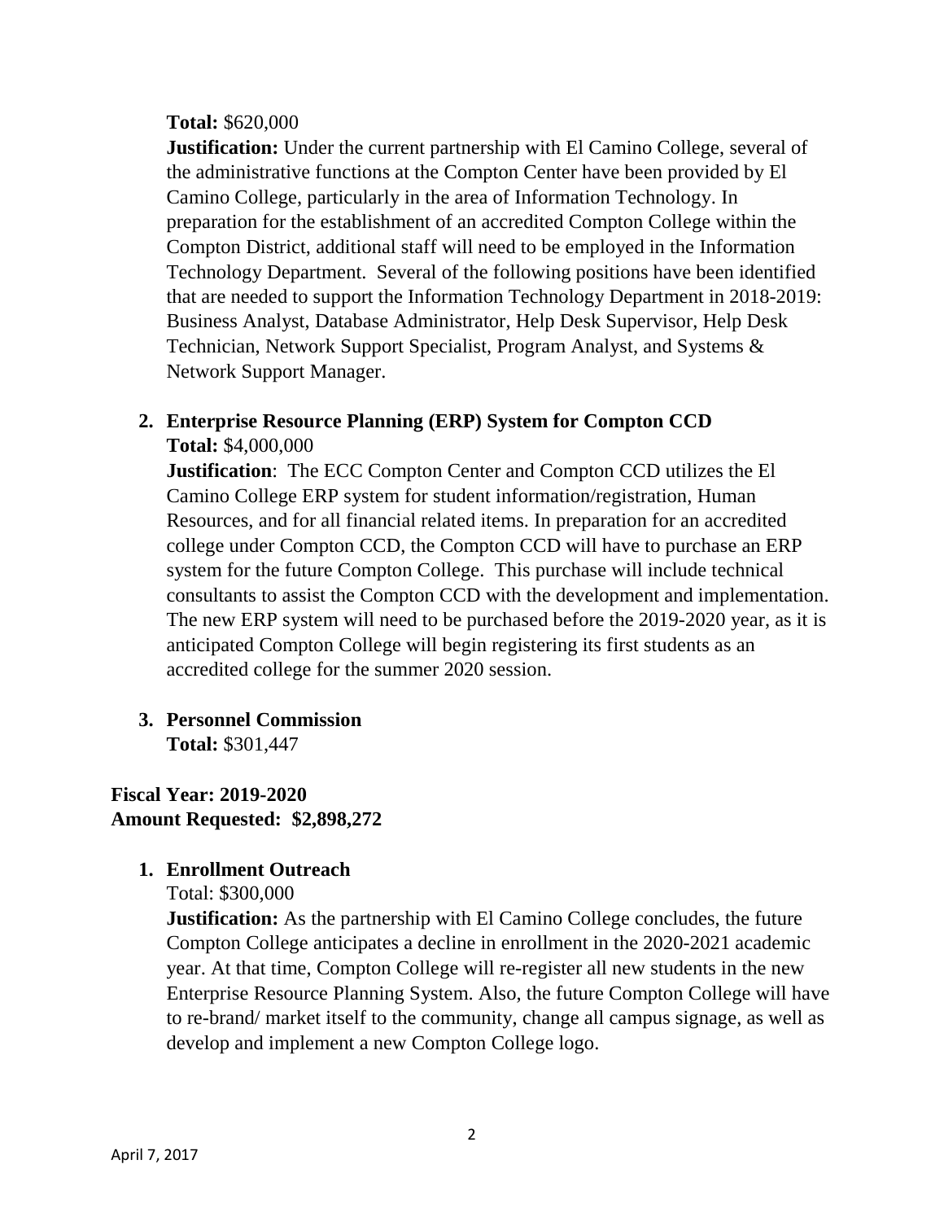**Total:** $620,000

**Justification:** Under the current partnership with El Camino College, several of the administrative functions at the Compton Center have been provided by El Camino College, particularly in the area of Information Technology. In preparation for the establishment of an accredited Compton College within the Compton District, additional staff will need to be employed in the Information Technology Department. Several of the following positions have been identified that are needed to support the Information Technology Department in 2018-2019: Business Analyst, Database Administrator, Help Desk Supervisor, Help Desk Technician, Network Support Specialist, Program Analyst, and Systems & Network Support Manager.

2. **Enterprise Resource Planning (ERP) System for Compton CCD**

   **Total:** $4,000,000

   **Justification**: The ECC Compton Center and Compton CCD utilizes the El Camino College ERP system for student information/registration, Human Resources, and for all financial related items. In preparation for an accredited college under Compton CCD, the Compton CCD will have to purchase an ERP system for the future Compton College. This purchase will include technical consultants to assist the Compton CCD with the development and implementation. The new ERP system will need to be purchased before the 2019-2020 year, as it is anticipated Compton College will begin registering its first students as an accredited college for the summer 2020 session.

3. **Personnel Commission**

   **Total:** $301,447

**Fiscal Year: 2019-2020**
**Amount Requested: $2,898,272**

1. **Enrollment Outreach**

   Total: $300,000

   **Justification:** As the partnership with El Camino College concludes, the future Compton College anticipates a decline in enrollment in the 2020-2021 academic year. At that time, Compton College will re-register all new students in the new Enterprise Resource Planning System. Also, the future Compton College will have to re-brand/ market itself to the community, change all campus signage, as well as develop and implement a new Compton College logo.

April 7, 2017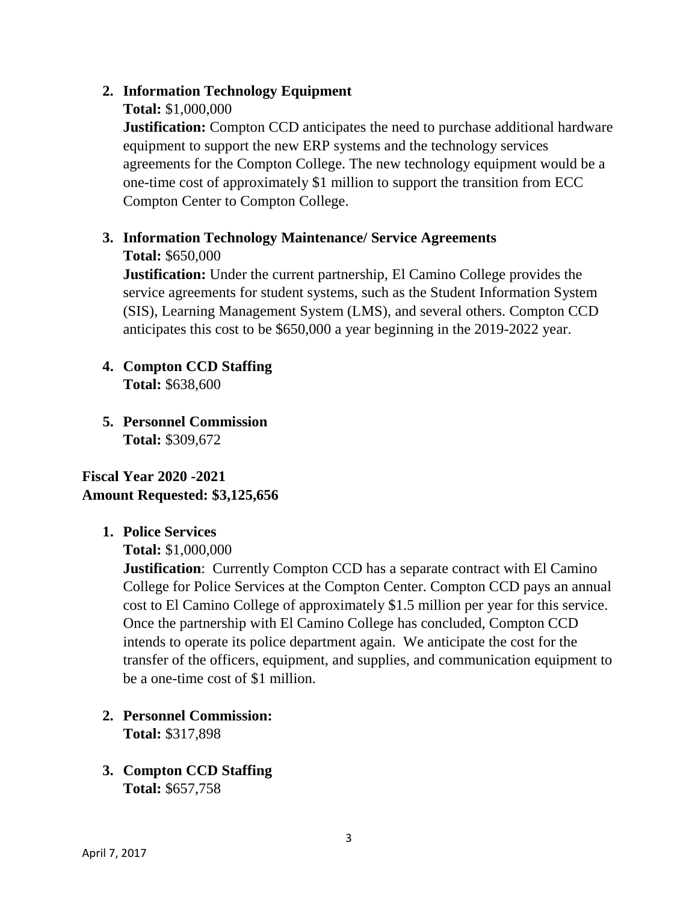2. **Information Technology Equipment**

   **Total:** $1,000,000

   **Justification:** Compton CCD anticipates the need to purchase additional hardware equipment to support the new ERP systems and the technology services agreements for the Compton College. The new technology equipment would be a one-time cost of approximately $1 million to support the transition from ECC Compton Center to Compton College.

3. **Information Technology Maintenance/ Service Agreements**

   **Total:** $650,000

   **Justification:** Under the current partnership, El Camino College provides the service agreements for student systems, such as the Student Information System (SIS), Learning Management System (LMS), and several others. Compton CCD anticipates this cost to be $650,000 a year beginning in the 2019-2022 year.

4. **Compton CCD Staffing**

   **Total:** $638,600

5. **Personnel Commission**

   **Total:** $309,672

**Fiscal Year 2020 -2021**
**Amount Requested: $3,125,656**

1. **Police Services**

   **Total:** $1,000,000

   **Justification**: Currently Compton CCD has a separate contract with El Camino College for Police Services at the Compton Center. Compton CCD pays an annual cost to El Camino College of approximately $1.5 million per year for this service. Once the partnership with El Camino College has concluded, Compton CCD intends to operate its police department again. We anticipate the cost for the transfer of the officers, equipment, and supplies, and communication equipment to be a one-time cost of $1 million.

2. **Personnel Commission:**

   **Total:** $317,898

3. **Compton CCD Staffing**

   **Total:** $657,758

April 7, 2017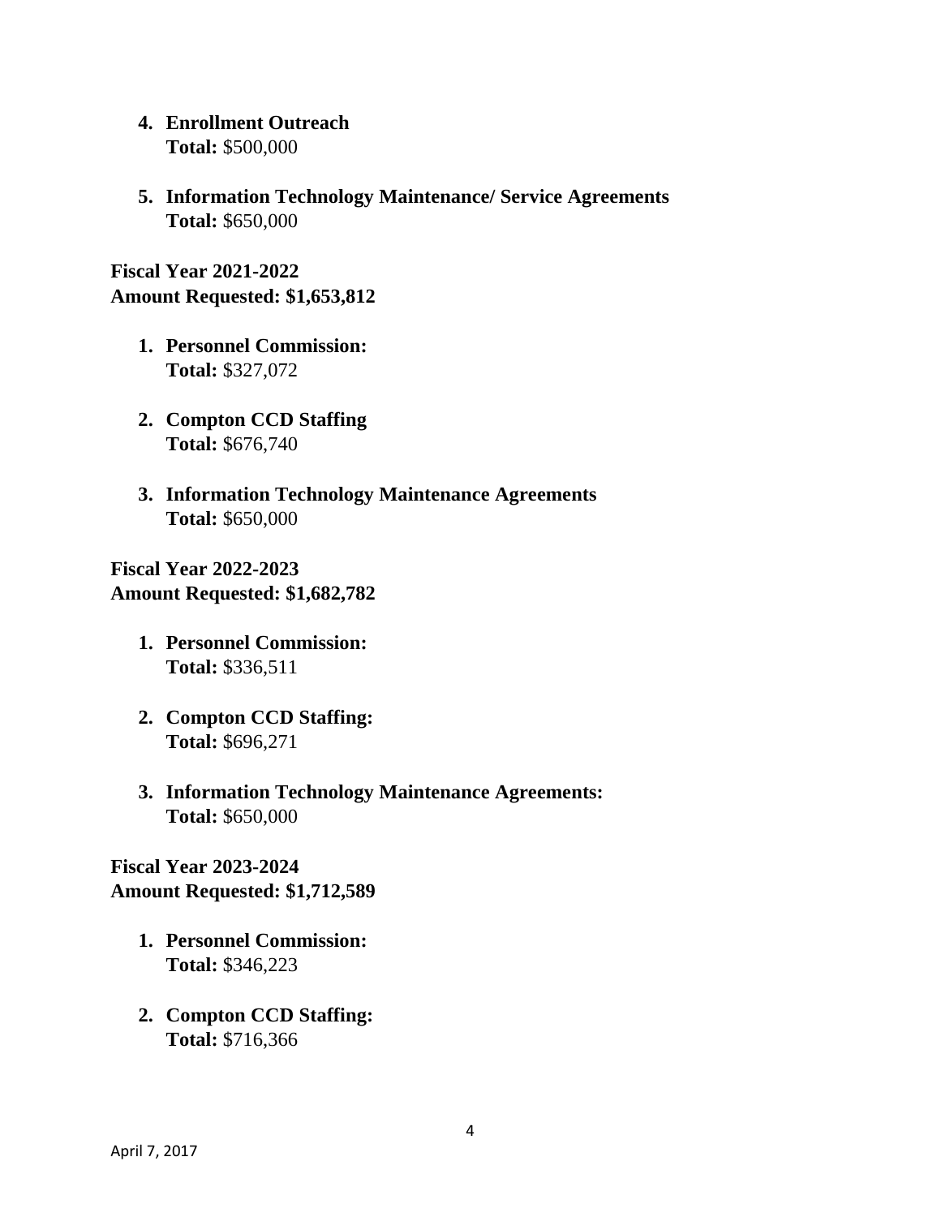4. **Enrollment Outreach**
   **Total:** $500,000

5. **Information Technology Maintenance/ Service Agreements**
   **Total:** $650,000

**Fiscal Year 2021-2022**
**Amount Requested: $1,653,812**

1. **Personnel Commission:**
   **Total:** $327,072

2. **Compton CCD Staffing**
   **Total:** $676,740

3. **Information Technology Maintenance Agreements**
   **Total:** $650,000

**Fiscal Year 2022-2023**
**Amount Requested: $1,682,782**

1. **Personnel Commission:**
   **Total:** $336,511

2. **Compton CCD Staffing:**
   **Total:** $696,271

3. **Information Technology Maintenance Agreements:**
   **Total:** $650,000

**Fiscal Year 2023-2024**
**Amount Requested: $1,712,589**

1. **Personnel Commission:**
   **Total:** $346,223

2. **Compton CCD Staffing:**
   **Total:** $716,366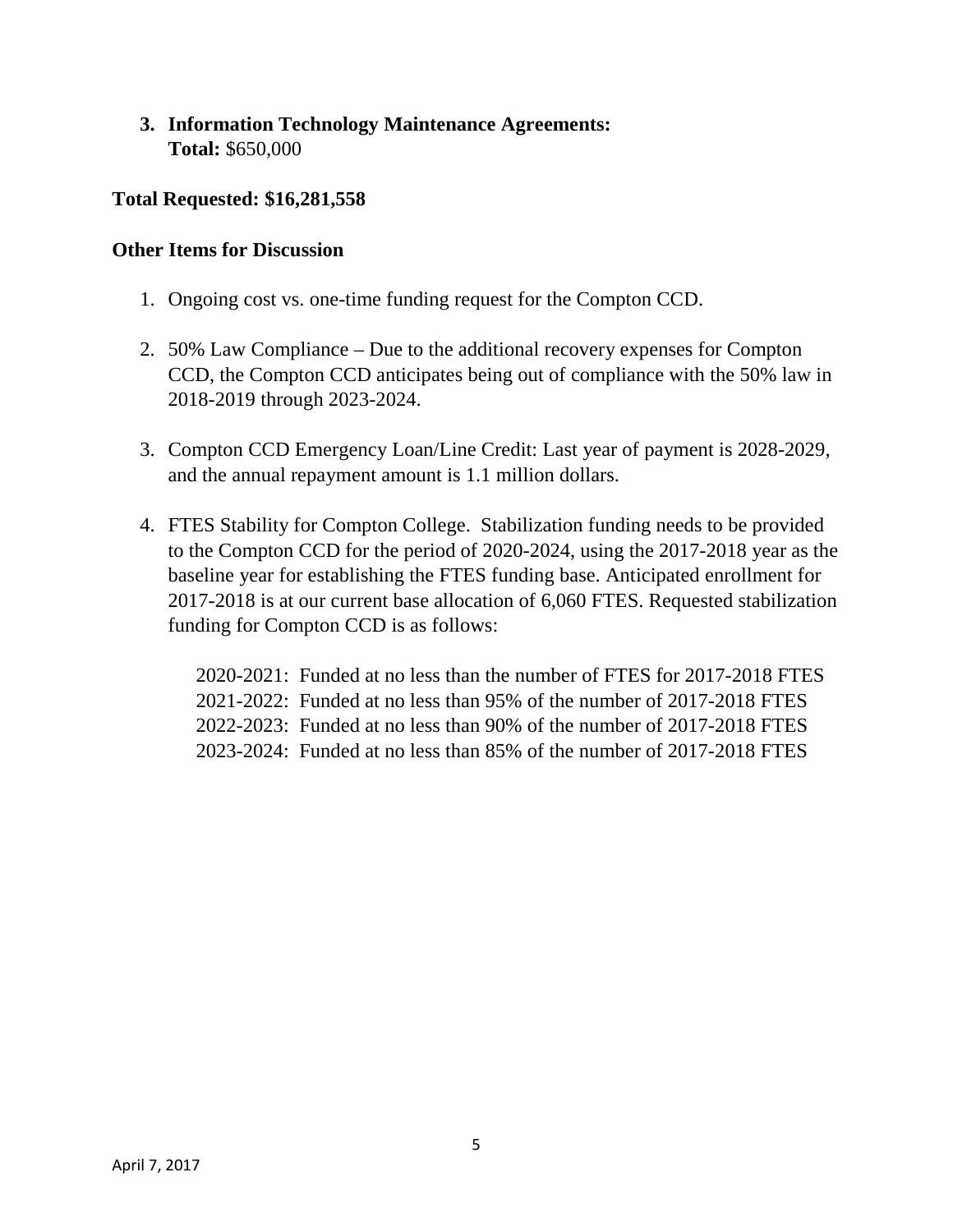3. **Information Technology Maintenance Agreements:**
   **Total:** $650,000

**Total Requested: $16,281,558**

**Other Items for Discussion**

1. Ongoing cost vs. one-time funding request for the Compton CCD.

2. 50% Law Compliance – Due to the additional recovery expenses for Compton CCD, the Compton CCD anticipates being out of compliance with the 50% law in 2018-2019 through 2023-2024.

3. Compton CCD Emergency Loan/Line Credit: Last year of payment is 2028-2029, and the annual repayment amount is 1.1 million dollars.

4. FTES Stability for Compton College. Stabilization funding needs to be provided to the Compton CCD for the period of 2020-2024, using the 2017-2018 year as the baseline year for establishing the FTES funding base. Anticipated enrollment for 2017-2018 is at our current base allocation of 6,060 FTES. Requested stabilization funding for Compton CCD is as follows:

   2020-2021: Funded at no less than the number of FTES for 2017-2018 FTES
   2021-2022: Funded at no less than 95% of the number of 2017-2018 FTES
   2022-2023: Funded at no less than 90% of the number of 2017-2018 FTES
   2023-2024: Funded at no less than 85% of the number of 2017-2018 FTES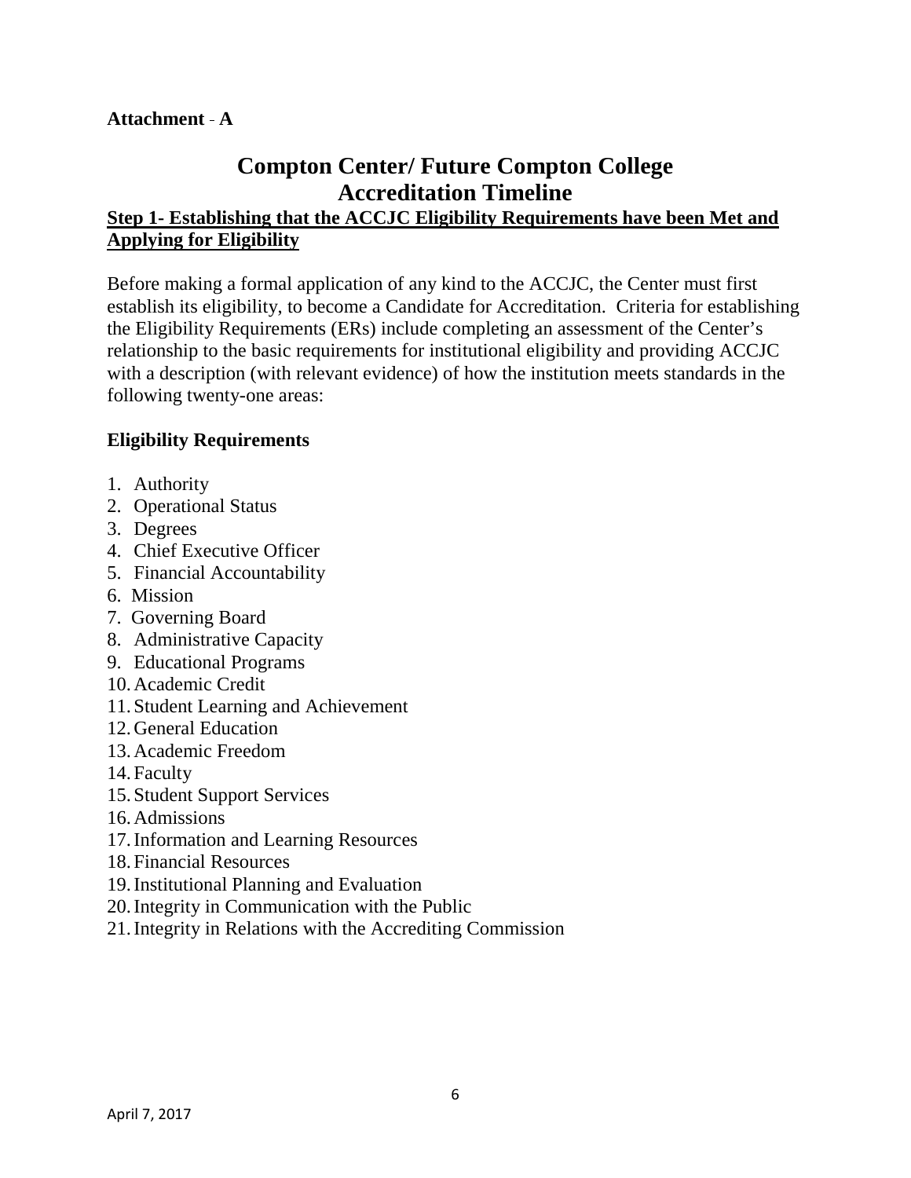**Attachment - A**

# Compton Center/ Future Compton College
# Accreditation Timeline

## Step 1- Establishing that the ACCJC Eligibility Requirements have been Met and Applying for Eligibility

Before making a formal application of any kind to the ACCJC, the Center must first establish its eligibility, to become a Candidate for Accreditation. Criteria for establishing the Eligibility Requirements (ERs) include completing an assessment of the Center's relationship to the basic requirements for institutional eligibility and providing ACCJC with a description (with relevant evidence) of how the institution meets standards in the following twenty-one areas:

### Eligibility Requirements

1. Authority
2. Operational Status
3. Degrees
4. Chief Executive Officer
5. Financial Accountability
6. Mission
7. Governing Board
8. Administrative Capacity
9. Educational Programs
10. Academic Credit
11. Student Learning and Achievement
12. General Education
13. Academic Freedom
14. Faculty
15. Student Support Services
16. Admissions
17. Information and Learning Resources
18. Financial Resources
19. Institutional Planning and Evaluation
20. Integrity in Communication with the Public
21. Integrity in Relations with the Accrediting Commission

April 7, 2017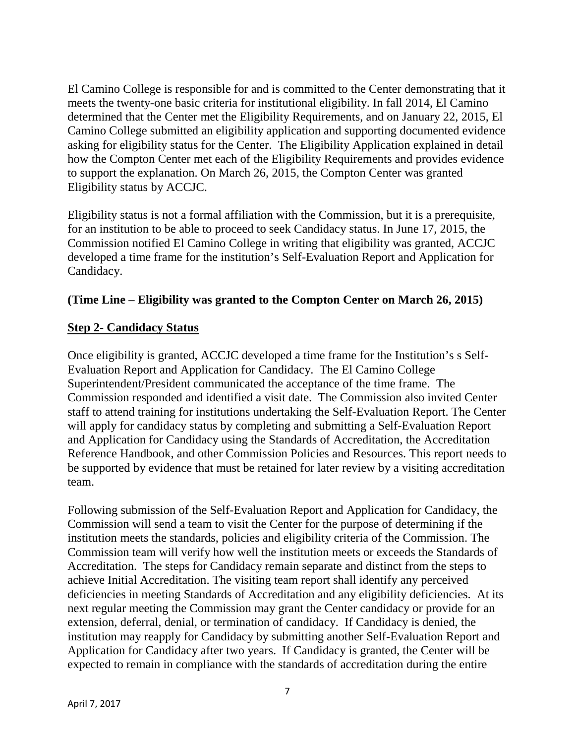El Camino College is responsible for and is committed to the Center demonstrating that it meets the twenty-one basic criteria for institutional eligibility. In fall 2014, El Camino determined that the Center met the Eligibility Requirements, and on January 22, 2015, El Camino College submitted an eligibility application and supporting documented evidence asking for eligibility status for the Center. The Eligibility Application explained in detail how the Compton Center met each of the Eligibility Requirements and provides evidence to support the explanation. On March 26, 2015, the Compton Center was granted Eligibility status by ACCJC.

Eligibility status is not a formal affiliation with the Commission, but it is a prerequisite, for an institution to be able to proceed to seek Candidacy status. In June 17, 2015, the Commission notified El Camino College in writing that eligibility was granted, ACCJC developed a time frame for the institution's Self-Evaluation Report and Application for Candidacy.

**(Time Line – Eligibility was granted to the Compton Center on March 26, 2015)**

**Step 2- Candidacy Status**

Once eligibility is granted, ACCJC developed a time frame for the Institution's s Self-Evaluation Report and Application for Candidacy. The El Camino College Superintendent/President communicated the acceptance of the time frame. The Commission responded and identified a visit date. The Commission also invited Center staff to attend training for institutions undertaking the Self-Evaluation Report. The Center will apply for candidacy status by completing and submitting a Self-Evaluation Report and Application for Candidacy using the Standards of Accreditation, the Accreditation Reference Handbook, and other Commission Policies and Resources. This report needs to be supported by evidence that must be retained for later review by a visiting accreditation team.

Following submission of the Self-Evaluation Report and Application for Candidacy, the Commission will send a team to visit the Center for the purpose of determining if the institution meets the standards, policies and eligibility criteria of the Commission. The Commission team will verify how well the institution meets or exceeds the Standards of Accreditation. The steps for Candidacy remain separate and distinct from the steps to achieve Initial Accreditation. The visiting team report shall identify any perceived deficiencies in meeting Standards of Accreditation and any eligibility deficiencies. At its next regular meeting the Commission may grant the Center candidacy or provide for an extension, deferral, denial, or termination of candidacy. If Candidacy is denied, the institution may reapply for Candidacy by submitting another Self-Evaluation Report and Application for Candidacy after two years. If Candidacy is granted, the Center will be expected to remain in compliance with the standards of accreditation during the entire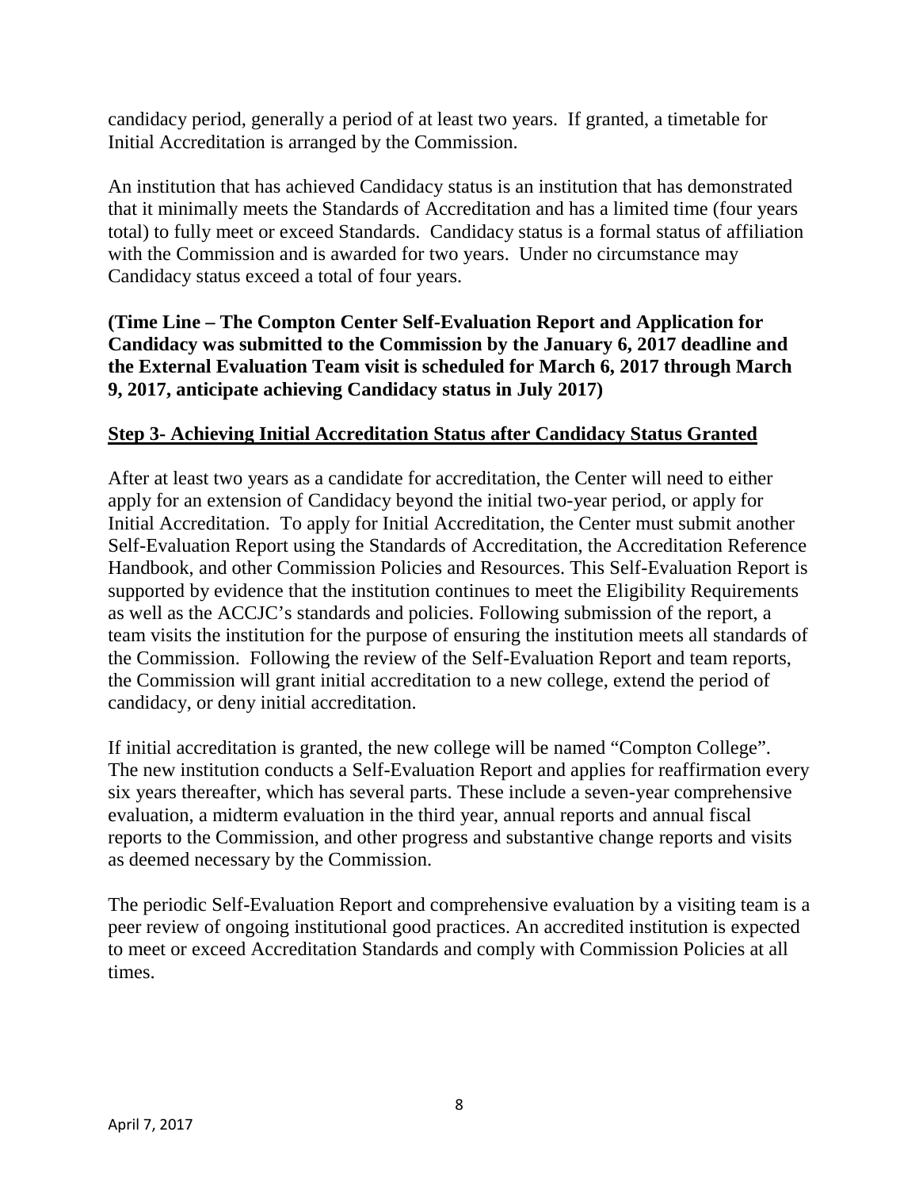candidacy period, generally a period of at least two years. If granted, a timetable for Initial Accreditation is arranged by the Commission.

An institution that has achieved Candidacy status is an institution that has demonstrated that it minimally meets the Standards of Accreditation and has a limited time (four years total) to fully meet or exceed Standards. Candidacy status is a formal status of affiliation with the Commission and is awarded for two years. Under no circumstance may Candidacy status exceed a total of four years.

**(Time Line – The Compton Center Self-Evaluation Report and Application for Candidacy was submitted to the Commission by the January 6, 2017 deadline and the External Evaluation Team visit is scheduled for March 6, 2017 through March 9, 2017, anticipate achieving Candidacy status in July 2017)**

## Step 3- Achieving Initial Accreditation Status after Candidacy Status Granted

After at least two years as a candidate for accreditation, the Center will need to either apply for an extension of Candidacy beyond the initial two-year period, or apply for Initial Accreditation. To apply for Initial Accreditation, the Center must submit another Self-Evaluation Report using the Standards of Accreditation, the Accreditation Reference Handbook, and other Commission Policies and Resources. This Self-Evaluation Report is supported by evidence that the institution continues to meet the Eligibility Requirements as well as the ACCJC's standards and policies. Following submission of the report, a team visits the institution for the purpose of ensuring the institution meets all standards of the Commission. Following the review of the Self-Evaluation Report and team reports, the Commission will grant initial accreditation to a new college, extend the period of candidacy, or deny initial accreditation.

If initial accreditation is granted, the new college will be named "Compton College". The new institution conducts a Self-Evaluation Report and applies for reaffirmation every six years thereafter, which has several parts. These include a seven-year comprehensive evaluation, a midterm evaluation in the third year, annual reports and annual fiscal reports to the Commission, and other progress and substantive change reports and visits as deemed necessary by the Commission.

The periodic Self-Evaluation Report and comprehensive evaluation by a visiting team is a peer review of ongoing institutional good practices. An accredited institution is expected to meet or exceed Accreditation Standards and comply with Commission Policies at all times.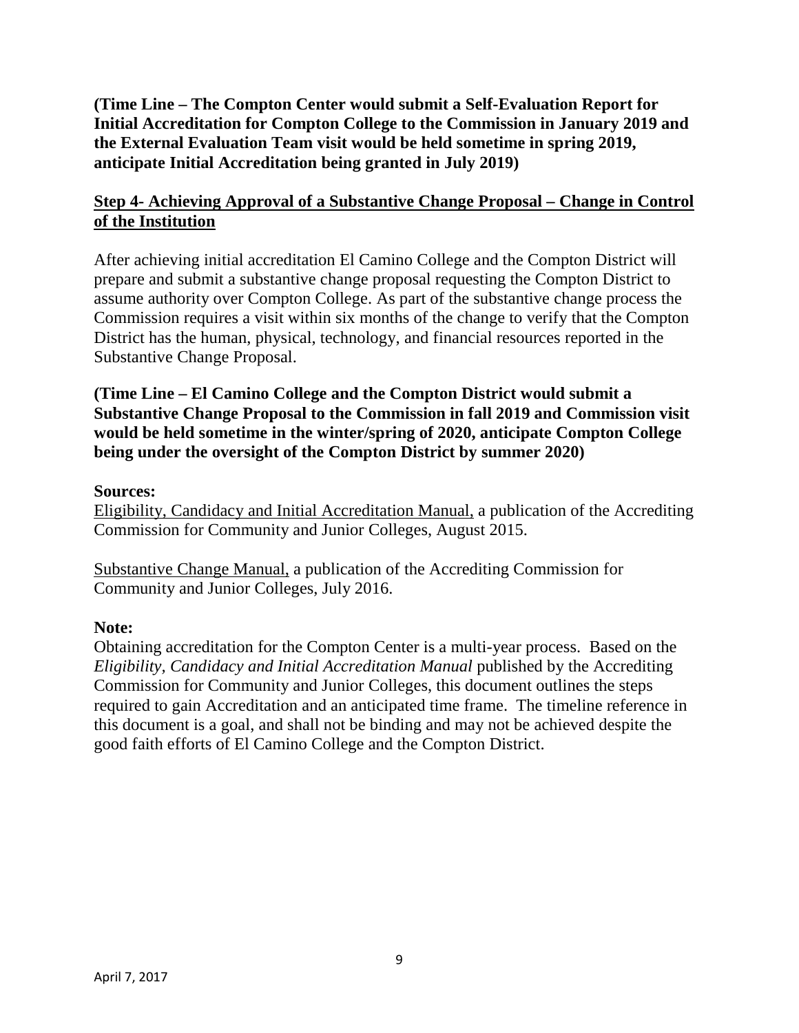**(Time Line – The Compton Center would submit a Self-Evaluation Report for Initial Accreditation for Compton College to the Commission in January 2019 and the External Evaluation Team visit would be held sometime in spring 2019, anticipate Initial Accreditation being granted in July 2019)**

## Step 4- Achieving Approval of a Substantive Change Proposal – Change in Control of the Institution

After achieving initial accreditation El Camino College and the Compton District will prepare and submit a substantive change proposal requesting the Compton District to assume authority over Compton College. As part of the substantive change process the Commission requires a visit within six months of the change to verify that the Compton District has the human, physical, technology, and financial resources reported in the Substantive Change Proposal.

**(Time Line – El Camino College and the Compton District would submit a Substantive Change Proposal to the Commission in fall 2019 and Commission visit would be held sometime in the winter/spring of 2020, anticipate Compton College being under the oversight of the Compton District by summer 2020)**

**Sources:**

Eligibility, Candidacy and Initial Accreditation Manual, a publication of the Accrediting Commission for Community and Junior Colleges, August 2015.

Substantive Change Manual, a publication of the Accrediting Commission for Community and Junior Colleges, July 2016.

**Note:**

Obtaining accreditation for the Compton Center is a multi-year process. Based on the *Eligibility, Candidacy and Initial Accreditation Manual* published by the Accrediting Commission for Community and Junior Colleges, this document outlines the steps required to gain Accreditation and an anticipated time frame. The timeline reference in this document is a goal, and shall not be binding and may not be achieved despite the good faith efforts of El Camino College and the Compton District.